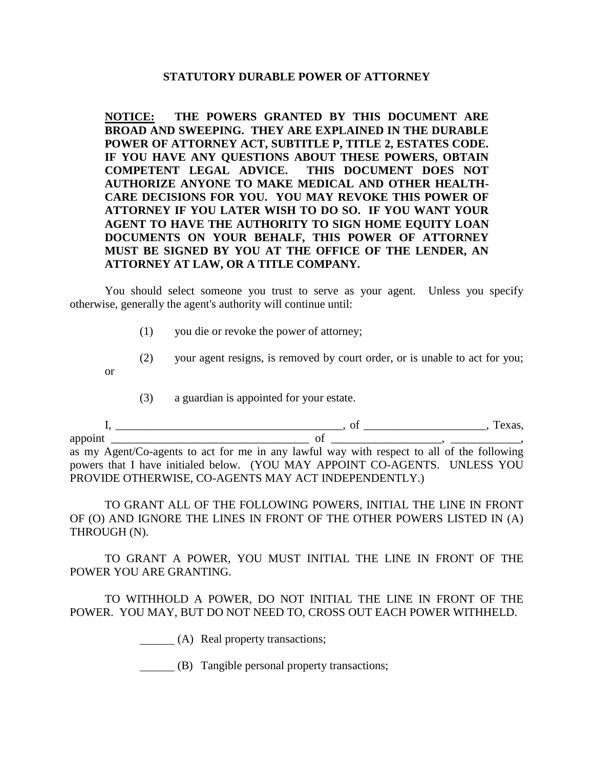# STATUTORY DURABLE POWER OF ATTORNEY

**<u>NOTICE:</u> THE POWERS GRANTED BY THIS DOCUMENT ARE BROAD AND SWEEPING. THEY ARE EXPLAINED IN THE DURABLE POWER OF ATTORNEY ACT, SUBTITLE P, TITLE 2, ESTATES CODE. IF YOU HAVE ANY QUESTIONS ABOUT THESE POWERS, OBTAIN COMPETENT LEGAL ADVICE. THIS DOCUMENT DOES NOT AUTHORIZE ANYONE TO MAKE MEDICAL AND OTHER HEALTH-CARE DECISIONS FOR YOU. YOU MAY REVOKE THIS POWER OF ATTORNEY IF YOU LATER WISH TO DO SO. IF YOU WANT YOUR AGENT TO HAVE THE AUTHORITY TO SIGN HOME EQUITY LOAN DOCUMENTS ON YOUR BEHALF, THIS POWER OF ATTORNEY MUST BE SIGNED BY YOU AT THE OFFICE OF THE LENDER, AN ATTORNEY AT LAW, OR A TITLE COMPANY.**

You should select someone you trust to serve as your agent. Unless you specify otherwise, generally the agent's authority will continue until:

(1) you die or revoke the power of attorney;

(2) your agent resigns, is removed by court order, or is unable to act for you; or

(3) a guardian is appointed for your estate.

I, ________________________________________, of _____________________, Texas, appoint __________________________________ of ___________________, ____________, as my Agent/Co-agents to act for me in any lawful way with respect to all of the following powers that I have initialed below. (YOU MAY APPOINT CO-AGENTS. UNLESS YOU PROVIDE OTHERWISE, CO-AGENTS MAY ACT INDEPENDENTLY.)

TO GRANT ALL OF THE FOLLOWING POWERS, INITIAL THE LINE IN FRONT OF (O) AND IGNORE THE LINES IN FRONT OF THE OTHER POWERS LISTED IN (A) THROUGH (N).

TO GRANT A POWER, YOU MUST INITIAL THE LINE IN FRONT OF THE POWER YOU ARE GRANTING.

TO WITHHOLD A POWER, DO NOT INITIAL THE LINE IN FRONT OF THE POWER. YOU MAY, BUT DO NOT NEED TO, CROSS OUT EACH POWER WITHHELD.

______ (A) Real property transactions;

______ (B) Tangible personal property transactions;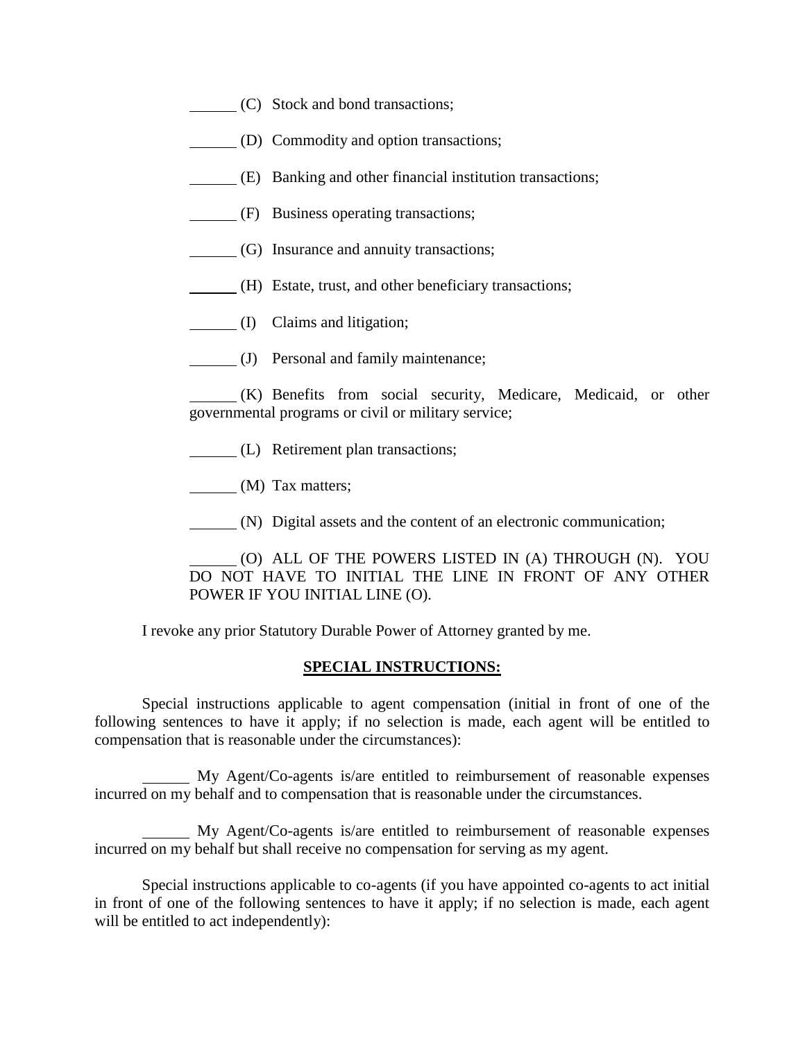______ (C) Stock and bond transactions;

______ (D) Commodity and option transactions;

______ (E) Banking and other financial institution transactions;

______ (F) Business operating transactions;

______ (G) Insurance and annuity transactions;

______ (H) Estate, trust, and other beneficiary transactions;

______ (I) Claims and litigation;

______ (J) Personal and family maintenance;

______ (K) Benefits from social security, Medicare, Medicaid, or other governmental programs or civil or military service;

______ (L) Retirement plan transactions;

______ (M) Tax matters;

______ (N) Digital assets and the content of an electronic communication;

______ (O) ALL OF THE POWERS LISTED IN (A) THROUGH (N). YOU DO NOT HAVE TO INITIAL THE LINE IN FRONT OF ANY OTHER POWER IF YOU INITIAL LINE (O).

I revoke any prior Statutory Durable Power of Attorney granted by me.

## SPECIAL INSTRUCTIONS:

Special instructions applicable to agent compensation (initial in front of one of the following sentences to have it apply; if no selection is made, each agent will be entitled to compensation that is reasonable under the circumstances):

______ My Agent/Co-agents is/are entitled to reimbursement of reasonable expenses incurred on my behalf and to compensation that is reasonable under the circumstances.

______ My Agent/Co-agents is/are entitled to reimbursement of reasonable expenses incurred on my behalf but shall receive no compensation for serving as my agent.

Special instructions applicable to co-agents (if you have appointed co-agents to act initial in front of one of the following sentences to have it apply; if no selection is made, each agent will be entitled to act independently):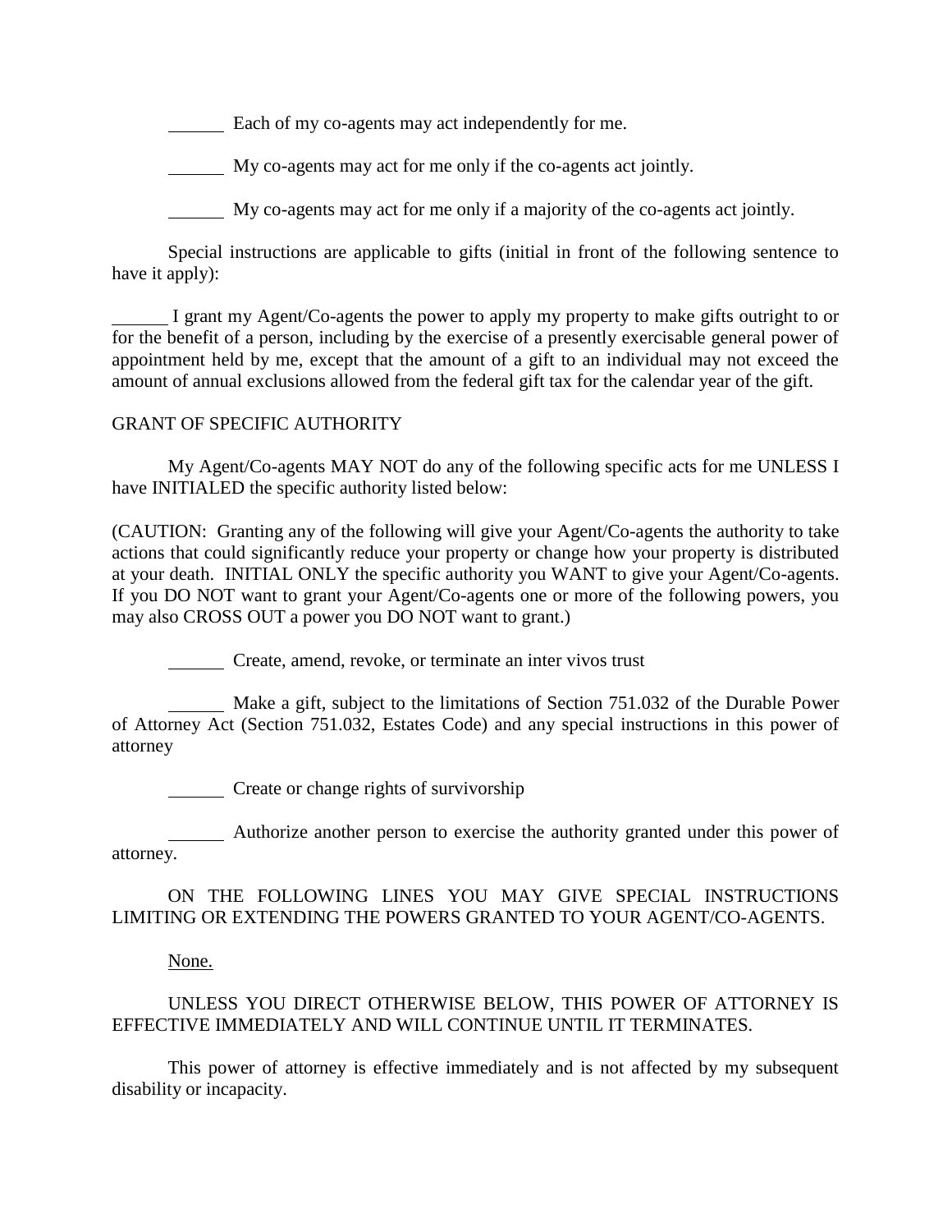\_\_\_\_\_\_ Each of my co-agents may act independently for me.

\_\_\_\_\_\_ My co-agents may act for me only if the co-agents act jointly.

\_\_\_\_\_\_ My co-agents may act for me only if a majority of the co-agents act jointly.

Special instructions are applicable to gifts (initial in front of the following sentence to have it apply):

\_\_\_\_\_\_ I grant my Agent/Co-agents the power to apply my property to make gifts outright to or for the benefit of a person, including by the exercise of a presently exercisable general power of appointment held by me, except that the amount of a gift to an individual may not exceed the amount of annual exclusions allowed from the federal gift tax for the calendar year of the gift.

GRANT OF SPECIFIC AUTHORITY

My Agent/Co-agents MAY NOT do any of the following specific acts for me UNLESS I have INITIALED the specific authority listed below:

(CAUTION: Granting any of the following will give your Agent/Co-agents the authority to take actions that could significantly reduce your property or change how your property is distributed at your death. INITIAL ONLY the specific authority you WANT to give your Agent/Co-agents. If you DO NOT want to grant your Agent/Co-agents one or more of the following powers, you may also CROSS OUT a power you DO NOT want to grant.)

\_\_\_\_\_\_ Create, amend, revoke, or terminate an inter vivos trust

\_\_\_\_\_\_ Make a gift, subject to the limitations of Section 751.032 of the Durable Power of Attorney Act (Section 751.032, Estates Code) and any special instructions in this power of attorney

\_\_\_\_\_\_ Create or change rights of survivorship

\_\_\_\_\_\_ Authorize another person to exercise the authority granted under this power of attorney.

ON THE FOLLOWING LINES YOU MAY GIVE SPECIAL INSTRUCTIONS LIMITING OR EXTENDING THE POWERS GRANTED TO YOUR AGENT/CO-AGENTS.

<u>None.</u>

UNLESS YOU DIRECT OTHERWISE BELOW, THIS POWER OF ATTORNEY IS EFFECTIVE IMMEDIATELY AND WILL CONTINUE UNTIL IT TERMINATES.

This power of attorney is effective immediately and is not affected by my subsequent disability or incapacity.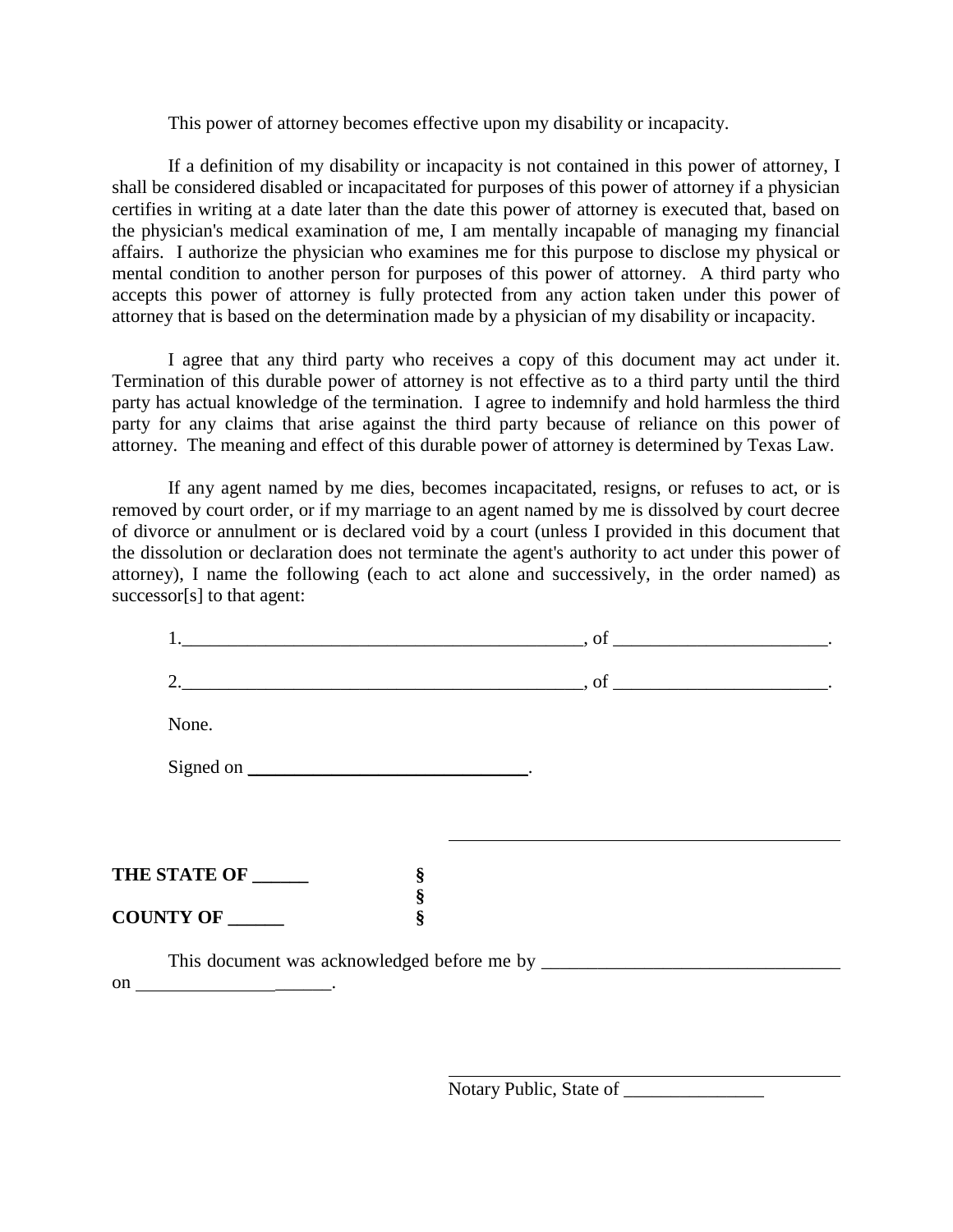This power of attorney becomes effective upon my disability or incapacity.

If a definition of my disability or incapacity is not contained in this power of attorney, I shall be considered disabled or incapacitated for purposes of this power of attorney if a physician certifies in writing at a date later than the date this power of attorney is executed that, based on the physician's medical examination of me, I am mentally incapable of managing my financial affairs. I authorize the physician who examines me for this purpose to disclose my physical or mental condition to another person for purposes of this power of attorney. A third party who accepts this power of attorney is fully protected from any action taken under this power of attorney that is based on the determination made by a physician of my disability or incapacity.

I agree that any third party who receives a copy of this document may act under it. Termination of this durable power of attorney is not effective as to a third party until the third party has actual knowledge of the termination. I agree to indemnify and hold harmless the third party for any claims that arise against the third party because of reliance on this power of attorney. The meaning and effect of this durable power of attorney is determined by Texas Law.

If any agent named by me dies, becomes incapacitated, resigns, or refuses to act, or is removed by court order, or if my marriage to an agent named by me is dissolved by court decree of divorce or annulment or is declared void by a court (unless I provided in this document that the dissolution or declaration does not terminate the agent's authority to act under this power of attorney), I name the following (each to act alone and successively, in the order named) as successor[s] to that agent:

1.___________________________________________, of _______________________.

2.___________________________________________, of _______________________.

None.

Signed on ______________________________.

___________________________________________

**THE STATE OF ______** §
§
**COUNTY OF ______** §

This document was acknowledged before me by ________________________________ on _____________________.

___________________________________________
Notary Public, State of _______________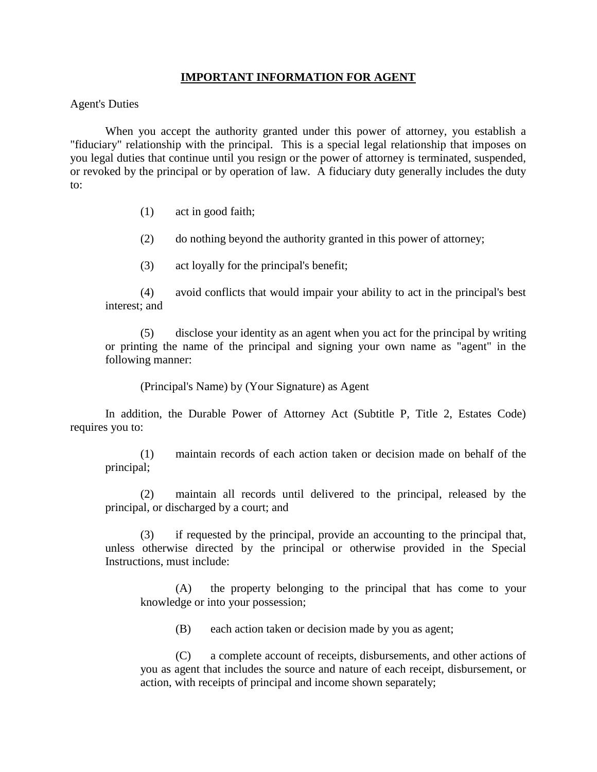## IMPORTANT INFORMATION FOR AGENT

Agent's Duties

When you accept the authority granted under this power of attorney, you establish a "fiduciary" relationship with the principal. This is a special legal relationship that imposes on you legal duties that continue until you resign or the power of attorney is terminated, suspended, or revoked by the principal or by operation of law. A fiduciary duty generally includes the duty to:

(1) act in good faith;

(2) do nothing beyond the authority granted in this power of attorney;

(3) act loyally for the principal's benefit;

(4) avoid conflicts that would impair your ability to act in the principal's best interest; and

(5) disclose your identity as an agent when you act for the principal by writing or printing the name of the principal and signing your own name as "agent" in the following manner:

(Principal's Name) by (Your Signature) as Agent

In addition, the Durable Power of Attorney Act (Subtitle P, Title 2, Estates Code) requires you to:

(1) maintain records of each action taken or decision made on behalf of the principal;

(2) maintain all records until delivered to the principal, released by the principal, or discharged by a court; and

(3) if requested by the principal, provide an accounting to the principal that, unless otherwise directed by the principal or otherwise provided in the Special Instructions, must include:

(A) the property belonging to the principal that has come to your knowledge or into your possession;

(B) each action taken or decision made by you as agent;

(C) a complete account of receipts, disbursements, and other actions of you as agent that includes the source and nature of each receipt, disbursement, or action, with receipts of principal and income shown separately;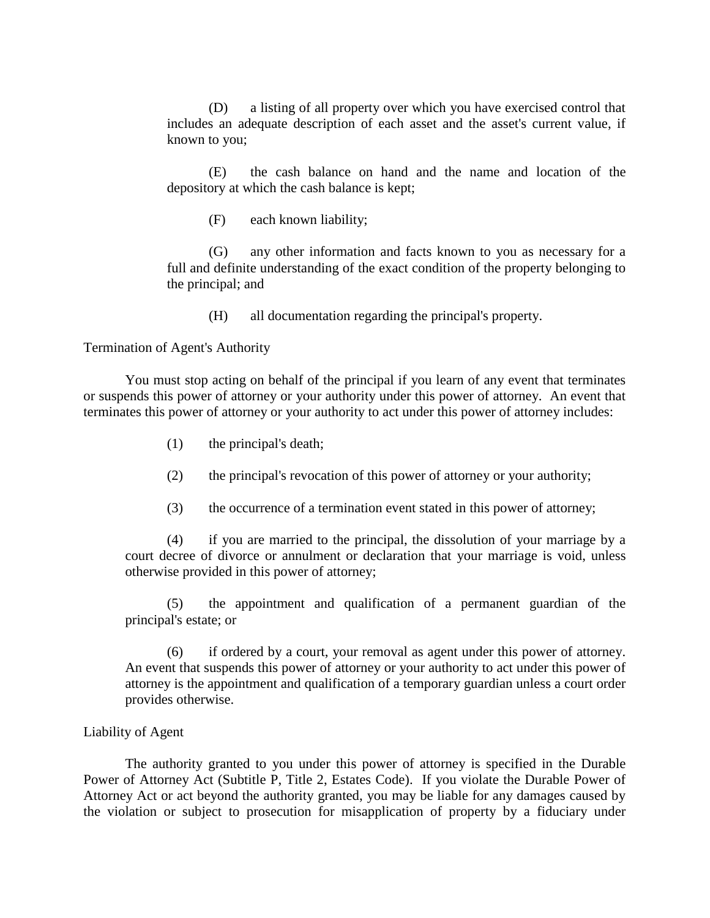(D) a listing of all property over which you have exercised control that includes an adequate description of each asset and the asset's current value, if known to you;

(E) the cash balance on hand and the name and location of the depository at which the cash balance is kept;

(F) each known liability;

(G) any other information and facts known to you as necessary for a full and definite understanding of the exact condition of the property belonging to the principal; and

(H) all documentation regarding the principal's property.

Termination of Agent's Authority

You must stop acting on behalf of the principal if you learn of any event that terminates or suspends this power of attorney or your authority under this power of attorney. An event that terminates this power of attorney or your authority to act under this power of attorney includes:

(1) the principal's death;

(2) the principal's revocation of this power of attorney or your authority;

(3) the occurrence of a termination event stated in this power of attorney;

(4) if you are married to the principal, the dissolution of your marriage by a court decree of divorce or annulment or declaration that your marriage is void, unless otherwise provided in this power of attorney;

(5) the appointment and qualification of a permanent guardian of the principal's estate; or

(6) if ordered by a court, your removal as agent under this power of attorney. An event that suspends this power of attorney or your authority to act under this power of attorney is the appointment and qualification of a temporary guardian unless a court order provides otherwise.

Liability of Agent

The authority granted to you under this power of attorney is specified in the Durable Power of Attorney Act (Subtitle P, Title 2, Estates Code). If you violate the Durable Power of Attorney Act or act beyond the authority granted, you may be liable for any damages caused by the violation or subject to prosecution for misapplication of property by a fiduciary under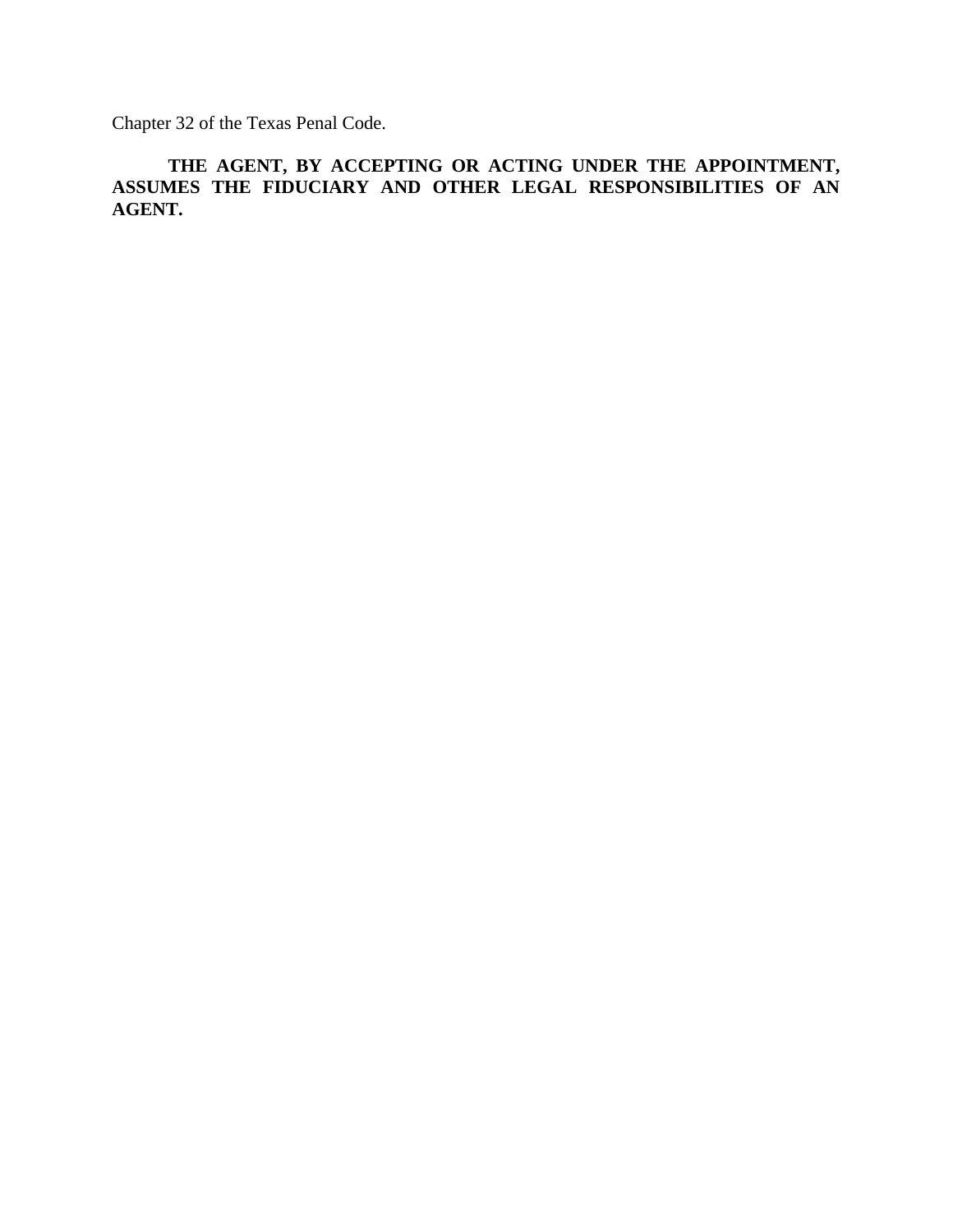Chapter 32 of the Texas Penal Code.

**THE AGENT, BY ACCEPTING OR ACTING UNDER THE APPOINTMENT, ASSUMES THE FIDUCIARY AND OTHER LEGAL RESPONSIBILITIES OF AN AGENT.**